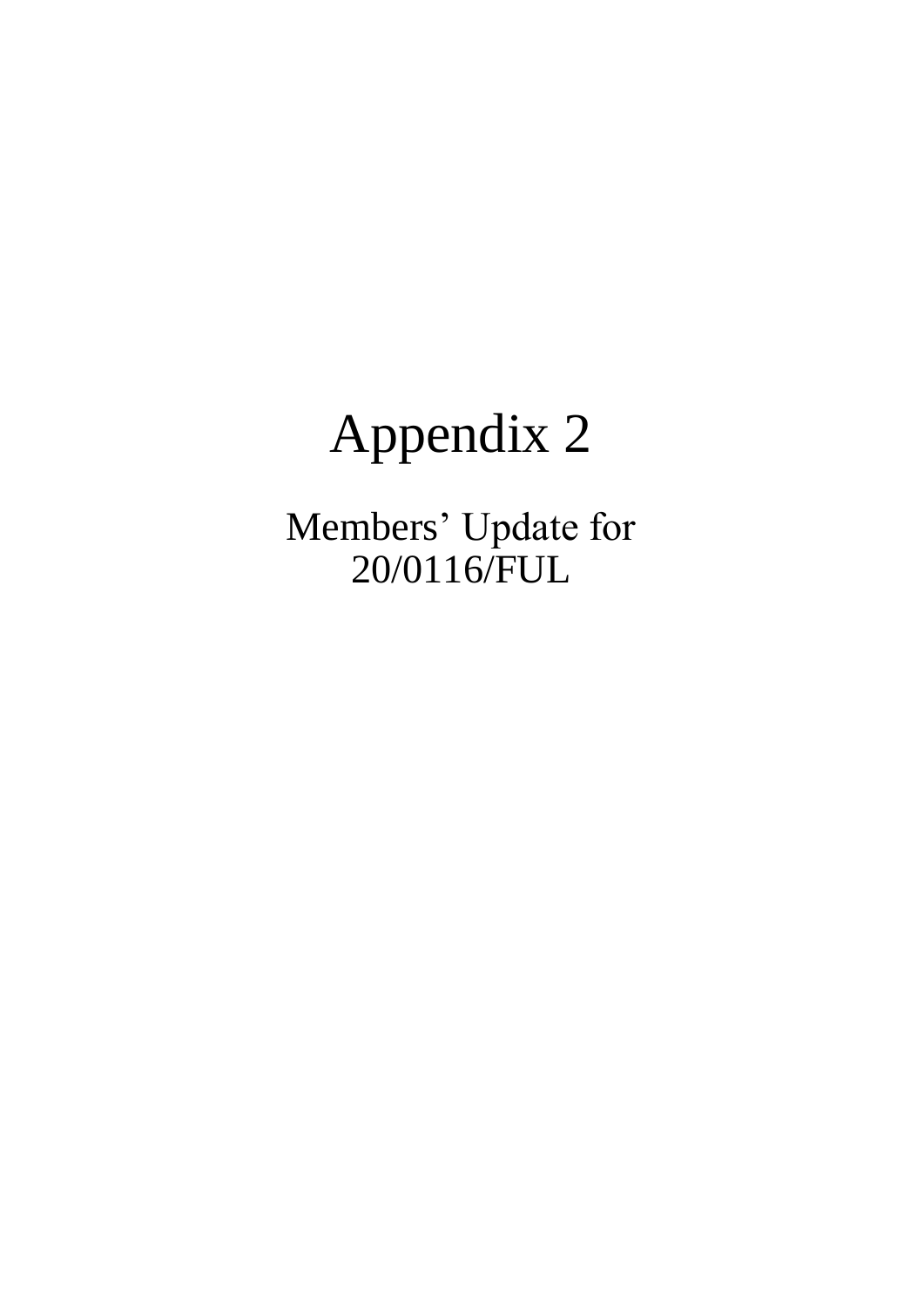# Appendix 2

## Members’ Update for 20/0116/FUL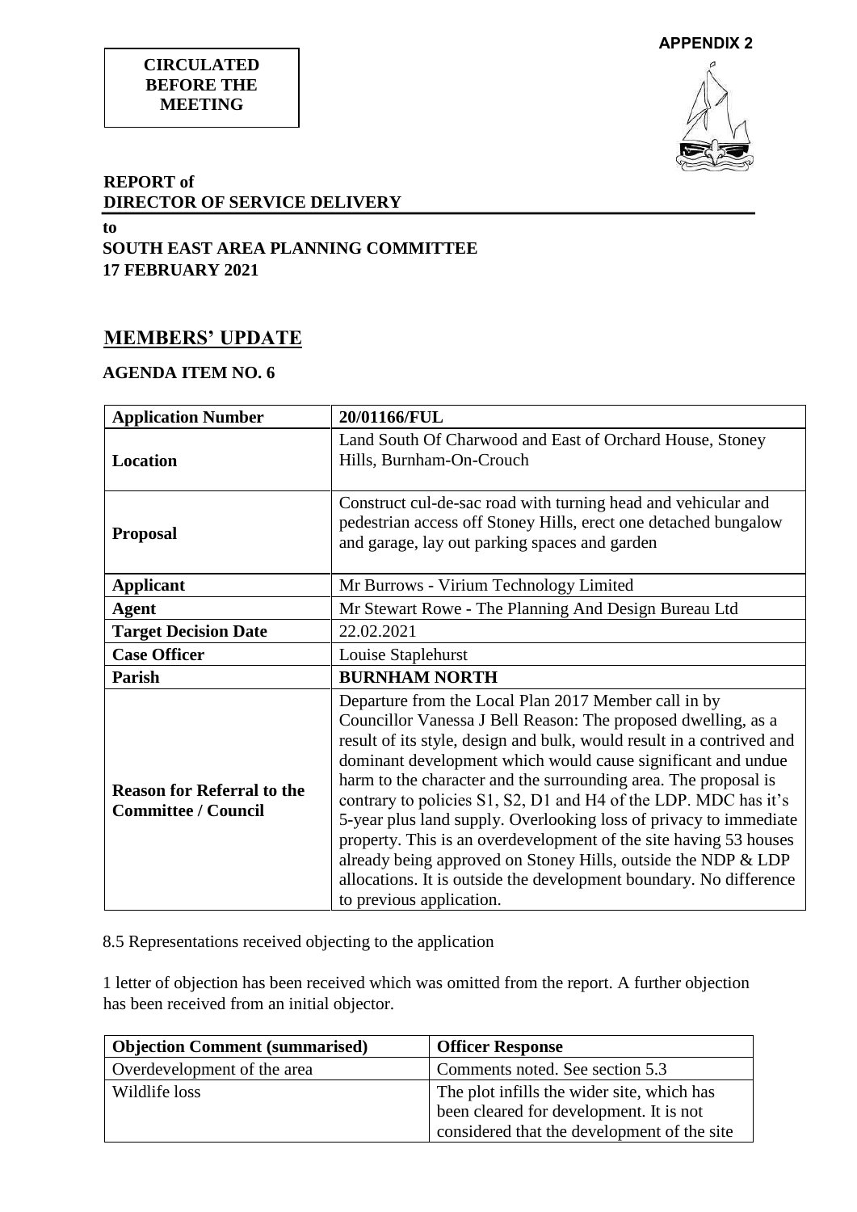**APPENDIX 2**

**CIRCULATED BEFORE THE MEETING**

**REPORT of**
**DIRECTOR OF SERVICE DELIVERY**

**to**
**SOUTH EAST AREA PLANNING COMMITTEE**
**17 FEBRUARY 2021**

## MEMBERS' UPDATE

### AGENDA ITEM NO. 6

| **Application Number** | **20/01166/FUL** |
| --- | --- |
| **Location** | Land South Of Charwood and East of Orchard House, Stoney Hills, Burnham-On-Crouch |
| **Proposal** | Construct cul-de-sac road with turning head and vehicular and pedestrian access off Stoney Hills, erect one detached bungalow and garage, lay out parking spaces and garden |
| **Applicant** | Mr Burrows - Virium Technology Limited |
| **Agent** | Mr Stewart Rowe - The Planning And Design Bureau Ltd |
| **Target Decision Date** | 22.02.2021 |
| **Case Officer** | Louise Staplehurst |
| **Parish** | **BURNHAM NORTH** |
| **Reason for Referral to the Committee / Council** | Departure from the Local Plan 2017 Member call in by Councillor Vanessa J Bell Reason: The proposed dwelling, as a result of its style, design and bulk, would result in a contrived and dominant development which would cause significant and undue harm to the character and the surrounding area. The proposal is contrary to policies S1, S2, D1 and H4 of the LDP. MDC has it's 5-year plus land supply. Overlooking loss of privacy to immediate property. This is an overdevelopment of the site having 53 houses already being approved on Stoney Hills, outside the NDP & LDP allocations. It is outside the development boundary. No difference to previous application. |

8.5 Representations received objecting to the application

1 letter of objection has been received which was omitted from the report. A further objection has been received from an initial objector.

| **Objection Comment (summarised)** | **Officer Response** |
| --- | --- |
| Overdevelopment of the area | Comments noted. See section 5.3 |
| Wildlife loss | The plot infills the wider site, which has been cleared for development. It is not considered that the development of the site |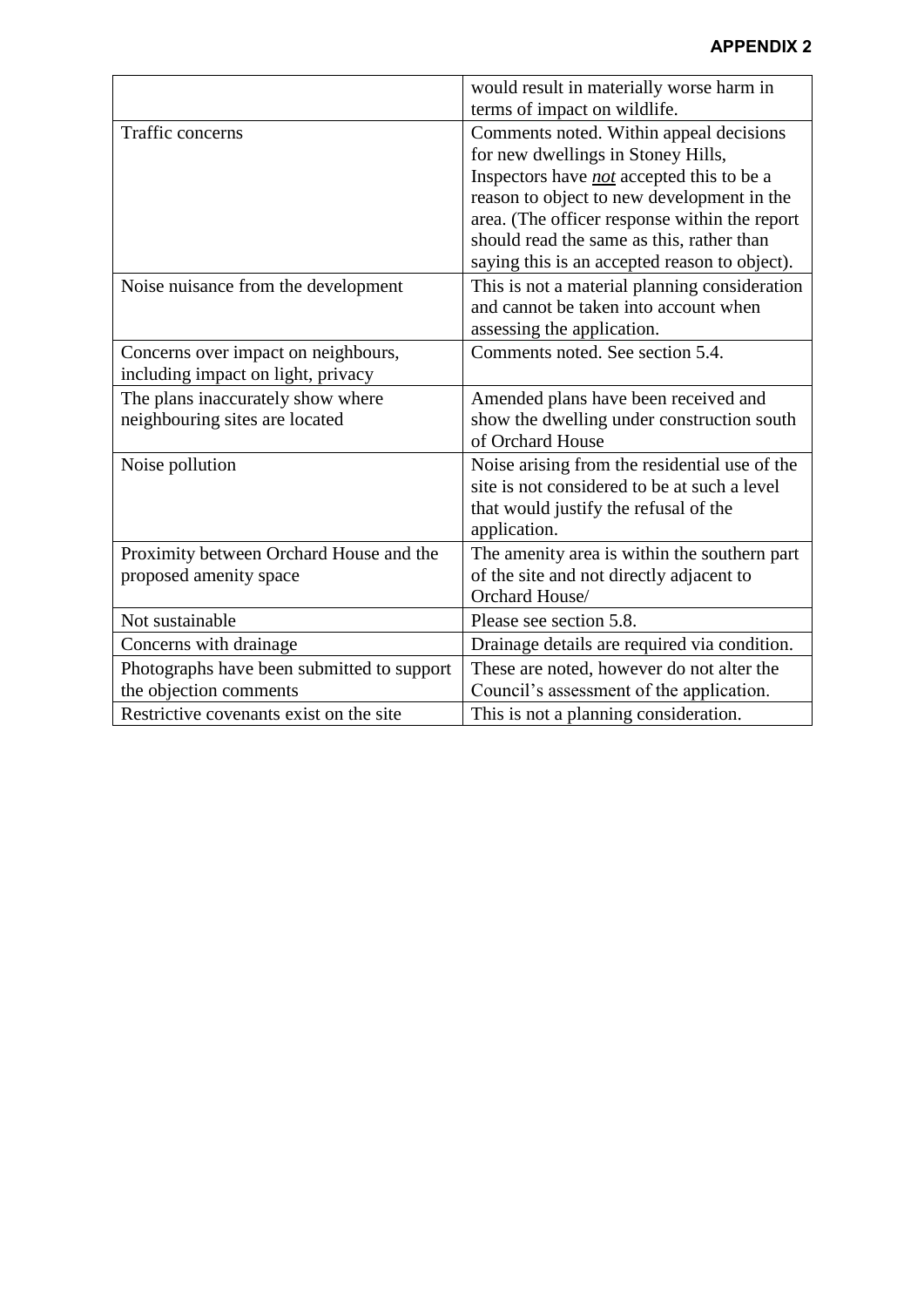**APPENDIX 2**

| | |
|---|---|
| | would result in materially worse harm in terms of impact on wildlife. |
| Traffic concerns | Comments noted. Within appeal decisions for new dwellings in Stoney Hills, Inspectors have ***not*** accepted this to be a reason to object to new development in the area. (The officer response within the report should read the same as this, rather than saying this is an accepted reason to object). |
| Noise nuisance from the development | This is not a material planning consideration and cannot be taken into account when assessing the application. |
| Concerns over impact on neighbours, including impact on light, privacy | Comments noted. See section 5.4. |
| The plans inaccurately show where neighbouring sites are located | Amended plans have been received and show the dwelling under construction south of Orchard House |
| Noise pollution | Noise arising from the residential use of the site is not considered to be at such a level that would justify the refusal of the application. |
| Proximity between Orchard House and the proposed amenity space | The amenity area is within the southern part of the site and not directly adjacent to Orchard House/ |
| Not sustainable | Please see section 5.8. |
| Concerns with drainage | Drainage details are required via condition. |
| Photographs have been submitted to support the objection comments | These are noted, however do not alter the Council's assessment of the application. |
| Restrictive covenants exist on the site | This is not a planning consideration. |